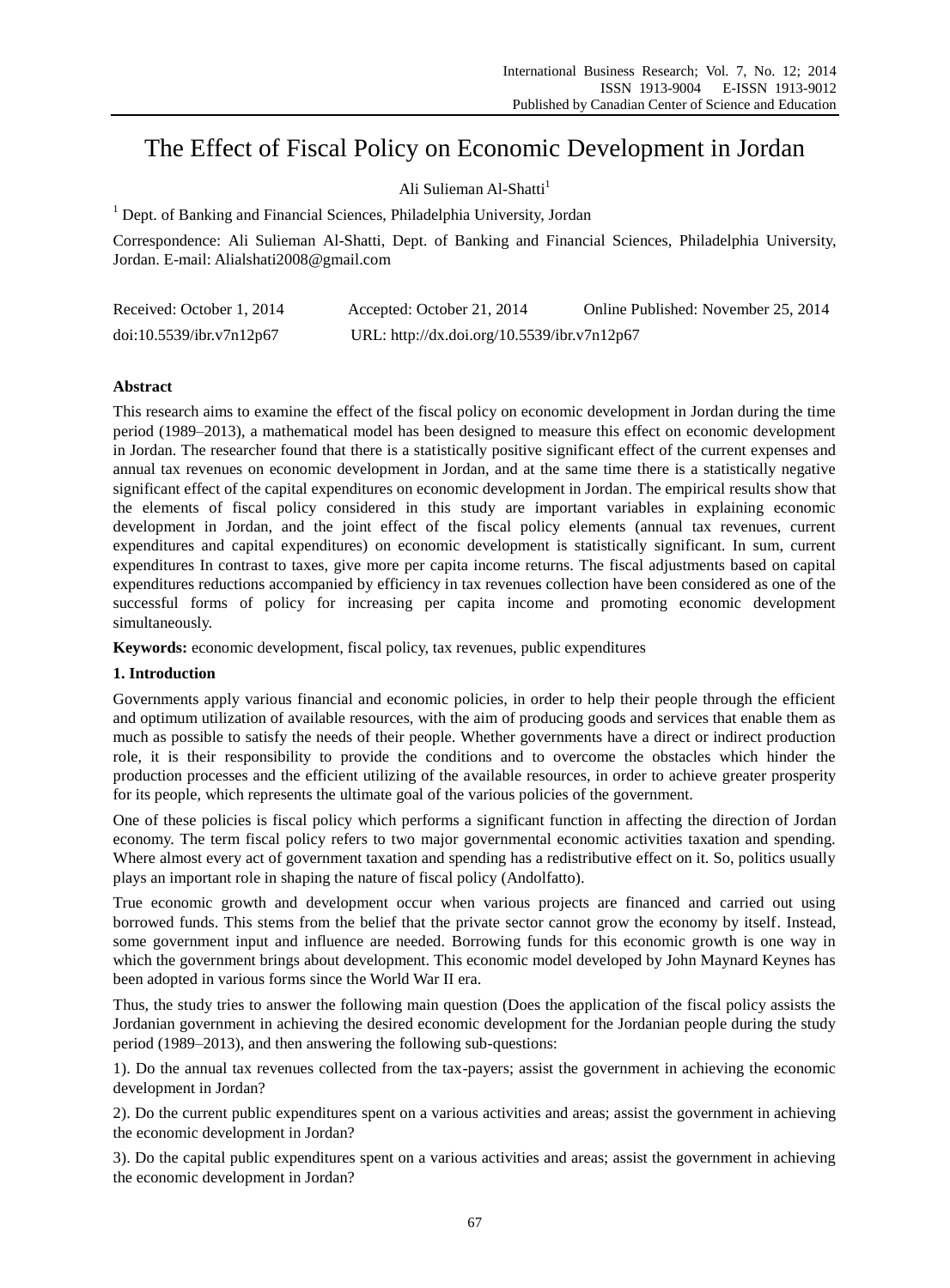# The Effect of Fiscal Policy on Economic Development in Jordan

Ali Sulieman Al-Shatti[1]

[1] Dept. of Banking and Financial Sciences, Philadelphia University, Jordan

Correspondence: Ali Sulieman Al-Shatti, Dept. of Banking and Financial Sciences, Philadelphia University, Jordan. E-mail: Alialshati2008@gmail.com

Received: October 1, 2014 Accepted: October 21, 2014 Online Published: November 25, 2014

doi:10.5539/ibr.v7n12p67 URL: http://dx.doi.org/10.5539/ibr.v7n12p67

## Abstract

This research aims to examine the effect of the fiscal policy on economic development in Jordan during the time period (1989–2013), a mathematical model has been designed to measure this effect on economic development in Jordan. The researcher found that there is a statistically positive significant effect of the current expenses and annual tax revenues on economic development in Jordan, and at the same time there is a statistically negative significant effect of the capital expenditures on economic development in Jordan. The empirical results show that the elements of fiscal policy considered in this study are important variables in explaining economic development in Jordan, and the joint effect of the fiscal policy elements (annual tax revenues, current expenditures and capital expenditures) on economic development is statistically significant. In sum, current expenditures In contrast to taxes, give more per capita income returns. The fiscal adjustments based on capital expenditures reductions accompanied by efficiency in tax revenues collection have been considered as one of the successful forms of policy for increasing per capita income and promoting economic development simultaneously.

**Keywords:** economic development, fiscal policy, tax revenues, public expenditures

## 1. Introduction

Governments apply various financial and economic policies, in order to help their people through the efficient and optimum utilization of available resources, with the aim of producing goods and services that enable them as much as possible to satisfy the needs of their people. Whether governments have a direct or indirect production role, it is their responsibility to provide the conditions and to overcome the obstacles which hinder the production processes and the efficient utilizing of the available resources, in order to achieve greater prosperity for its people, which represents the ultimate goal of the various policies of the government.

One of these policies is fiscal policy which performs a significant function in affecting the direction of Jordan economy. The term fiscal policy refers to two major governmental economic activities taxation and spending. Where almost every act of government taxation and spending has a redistributive effect on it. So, politics usually plays an important role in shaping the nature of fiscal policy (Andolfatto).

True economic growth and development occur when various projects are financed and carried out using borrowed funds. This stems from the belief that the private sector cannot grow the economy by itself. Instead, some government input and influence are needed. Borrowing funds for this economic growth is one way in which the government brings about development. This economic model developed by John Maynard Keynes has been adopted in various forms since the World War II era.

Thus, the study tries to answer the following main question (Does the application of the fiscal policy assists the Jordanian government in achieving the desired economic development for the Jordanian people during the study period (1989–2013), and then answering the following sub-questions:

1). Do the annual tax revenues collected from the tax-payers; assist the government in achieving the economic development in Jordan?

2). Do the current public expenditures spent on a various activities and areas; assist the government in achieving the economic development in Jordan?

3). Do the capital public expenditures spent on a various activities and areas; assist the government in achieving the economic development in Jordan?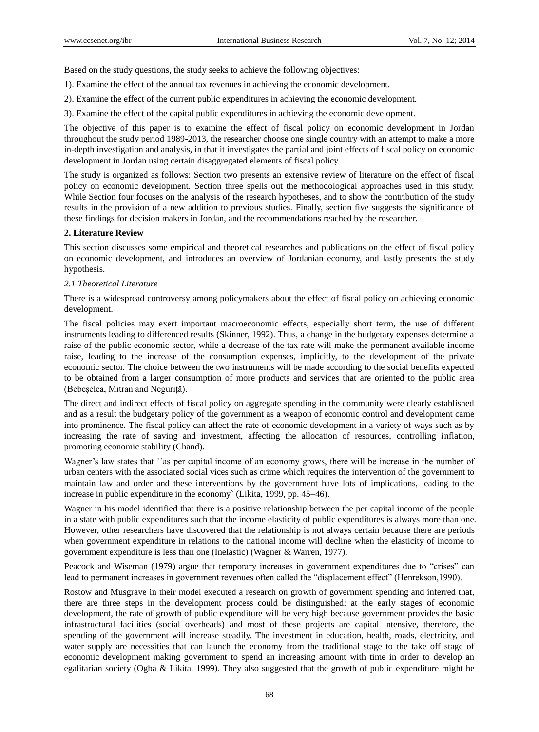Based on the study questions, the study seeks to achieve the following objectives:

1). Examine the effect of the annual tax revenues in achieving the economic development.

2). Examine the effect of the current public expenditures in achieving the economic development.

3). Examine the effect of the capital public expenditures in achieving the economic development.

The objective of this paper is to examine the effect of fiscal policy on economic development in Jordan throughout the study period 1989-2013, the researcher choose one single country with an attempt to make a more in-depth investigation and analysis, in that it investigates the partial and joint effects of fiscal policy on economic development in Jordan using certain disaggregated elements of fiscal policy.

The study is organized as follows: Section two presents an extensive review of literature on the effect of fiscal policy on economic development. Section three spells out the methodological approaches used in this study. While Section four focuses on the analysis of the research hypotheses, and to show the contribution of the study results in the provision of a new addition to previous studies. Finally, section five suggests the significance of these findings for decision makers in Jordan, and the recommendations reached by the researcher.

## 2. Literature Review

This section discusses some empirical and theoretical researches and publications on the effect of fiscal policy on economic development, and introduces an overview of Jordanian economy, and lastly presents the study hypothesis.

### *2.1 Theoretical Literature*

There is a widespread controversy among policymakers about the effect of fiscal policy on achieving economic development.

The fiscal policies may exert important macroeconomic effects, especially short term, the use of different instruments leading to differenced results (Skinner, 1992). Thus, a change in the budgetary expenses determine a raise of the public economic sector, while a decrease of the tax rate will make the permanent available income raise, leading to the increase of the consumption expenses, implicitly, to the development of the private economic sector. The choice between the two instruments will be made according to the social benefits expected to be obtained from a larger consumption of more products and services that are oriented to the public area (Bebeşelea, Mitran and Neguriţă).

The direct and indirect effects of fiscal policy on aggregate spending in the community were clearly established and as a result the budgetary policy of the government as a weapon of economic control and development came into prominence. The fiscal policy can affect the rate of economic development in a variety of ways such as by increasing the rate of saving and investment, affecting the allocation of resources, controlling inflation, promoting economic stability (Chand).

Wagner's law states that ``as per capital income of an economy grows, there will be increase in the number of urban centers with the associated social vices such as crime which requires the intervention of the government to maintain law and order and these interventions by the government have lots of implications, leading to the increase in public expenditure in the economy` (Likita, 1999, pp. 45–46).

Wagner in his model identified that there is a positive relationship between the per capital income of the people in a state with public expenditures such that the income elasticity of public expenditures is always more than one. However, other researchers have discovered that the relationship is not always certain because there are periods when government expenditure in relations to the national income will decline when the elasticity of income to government expenditure is less than one (Inelastic) (Wagner & Warren, 1977).

Peacock and Wiseman (1979) argue that temporary increases in government expenditures due to "crises" can lead to permanent increases in government revenues often called the "displacement effect" (Henrekson,1990).

Rostow and Musgrave in their model executed a research on growth of government spending and inferred that, there are three steps in the development process could be distinguished: at the early stages of economic development, the rate of growth of public expenditure will be very high because government provides the basic infrastructural facilities (social overheads) and most of these projects are capital intensive, therefore, the spending of the government will increase steadily. The investment in education, health, roads, electricity, and water supply are necessities that can launch the economy from the traditional stage to the take off stage of economic development making government to spend an increasing amount with time in order to develop an egalitarian society (Ogba & Likita, 1999). They also suggested that the growth of public expenditure might be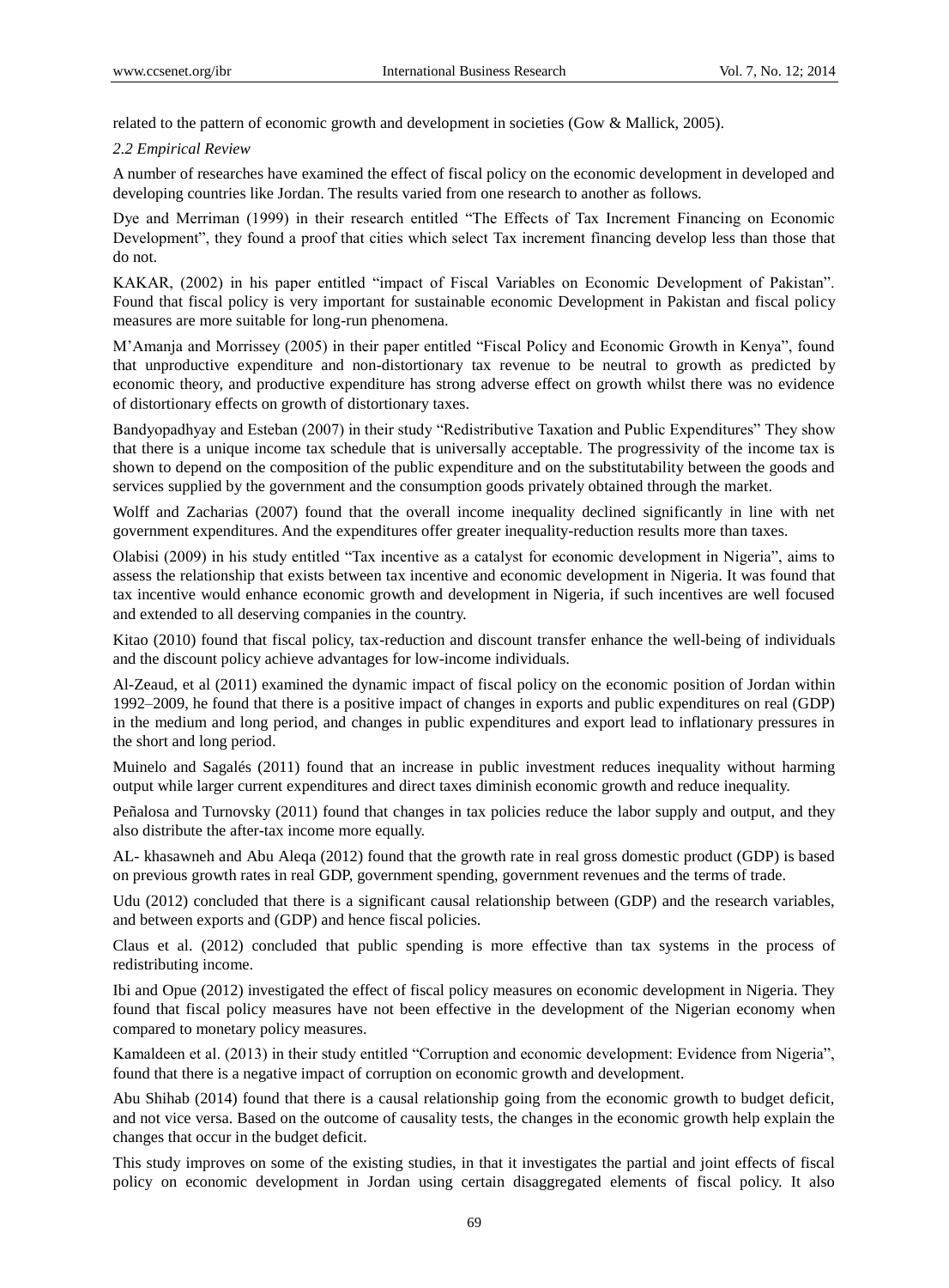related to the pattern of economic growth and development in societies (Gow & Mallick, 2005).

*2.2 Empirical Review*

A number of researches have examined the effect of fiscal policy on the economic development in developed and developing countries like Jordan. The results varied from one research to another as follows.

Dye and Merriman (1999) in their research entitled "The Effects of Tax Increment Financing on Economic Development", they found a proof that cities which select Tax increment financing develop less than those that do not.

KAKAR, (2002) in his paper entitled "impact of Fiscal Variables on Economic Development of Pakistan". Found that fiscal policy is very important for sustainable economic Development in Pakistan and fiscal policy measures are more suitable for long-run phenomena.

M'Amanja and Morrissey (2005) in their paper entitled "Fiscal Policy and Economic Growth in Kenya", found that unproductive expenditure and non-distortionary tax revenue to be neutral to growth as predicted by economic theory, and productive expenditure has strong adverse effect on growth whilst there was no evidence of distortionary effects on growth of distortionary taxes.

Bandyopadhyay and Esteban (2007) in their study "Redistributive Taxation and Public Expenditures" They show that there is a unique income tax schedule that is universally acceptable. The progressivity of the income tax is shown to depend on the composition of the public expenditure and on the substitutability between the goods and services supplied by the government and the consumption goods privately obtained through the market.

Wolff and Zacharias (2007) found that the overall income inequality declined significantly in line with net government expenditures. And the expenditures offer greater inequality-reduction results more than taxes.

Olabisi (2009) in his study entitled "Tax incentive as a catalyst for economic development in Nigeria", aims to assess the relationship that exists between tax incentive and economic development in Nigeria. It was found that tax incentive would enhance economic growth and development in Nigeria, if such incentives are well focused and extended to all deserving companies in the country.

Kitao (2010) found that fiscal policy, tax-reduction and discount transfer enhance the well-being of individuals and the discount policy achieve advantages for low-income individuals.

Al-Zeaud, et al (2011) examined the dynamic impact of fiscal policy on the economic position of Jordan within 1992–2009, he found that there is a positive impact of changes in exports and public expenditures on real (GDP) in the medium and long period, and changes in public expenditures and export lead to inflationary pressures in the short and long period.

Muinelo and Sagalés (2011) found that an increase in public investment reduces inequality without harming output while larger current expenditures and direct taxes diminish economic growth and reduce inequality.

Peñalosa and Turnovsky (2011) found that changes in tax policies reduce the labor supply and output, and they also distribute the after-tax income more equally.

AL- khasawneh and Abu Aleqa (2012) found that the growth rate in real gross domestic product (GDP) is based on previous growth rates in real GDP, government spending, government revenues and the terms of trade.

Udu (2012) concluded that there is a significant causal relationship between (GDP) and the research variables, and between exports and (GDP) and hence fiscal policies.

Claus et al. (2012) concluded that public spending is more effective than tax systems in the process of redistributing income.

Ibi and Opue (2012) investigated the effect of fiscal policy measures on economic development in Nigeria. They found that fiscal policy measures have not been effective in the development of the Nigerian economy when compared to monetary policy measures.

Kamaldeen et al. (2013) in their study entitled "Corruption and economic development: Evidence from Nigeria", found that there is a negative impact of corruption on economic growth and development.

Abu Shihab (2014) found that there is a causal relationship going from the economic growth to budget deficit, and not vice versa. Based on the outcome of causality tests, the changes in the economic growth help explain the changes that occur in the budget deficit.

This study improves on some of the existing studies, in that it investigates the partial and joint effects of fiscal policy on economic development in Jordan using certain disaggregated elements of fiscal policy. It also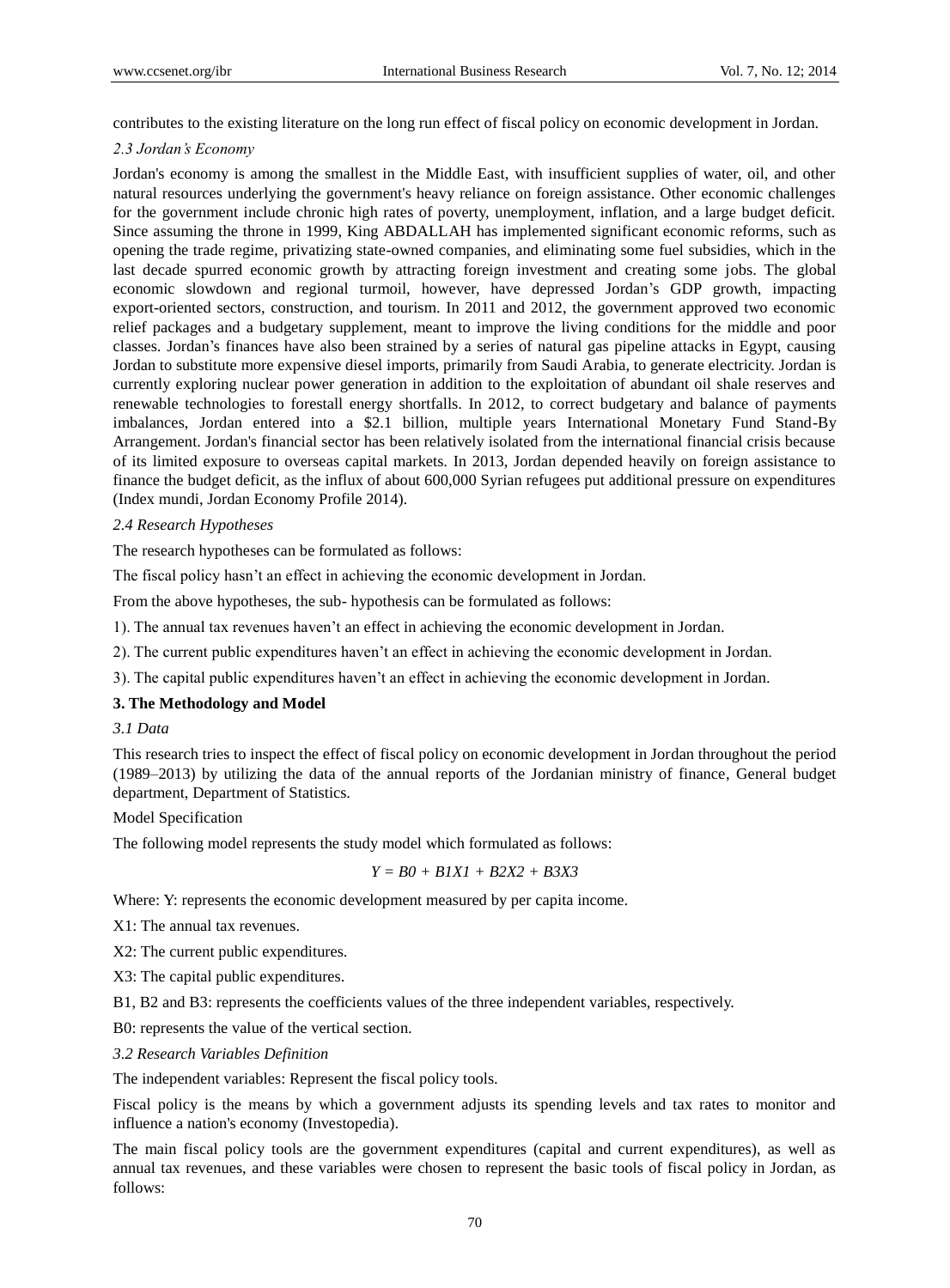contributes to the existing literature on the long run effect of fiscal policy on economic development in Jordan.

### *2.3 Jordan's Economy*

Jordan's economy is among the smallest in the Middle East, with insufficient supplies of water, oil, and other natural resources underlying the government's heavy reliance on foreign assistance. Other economic challenges for the government include chronic high rates of poverty, unemployment, inflation, and a large budget deficit. Since assuming the throne in 1999, King ABDALLAH has implemented significant economic reforms, such as opening the trade regime, privatizing state-owned companies, and eliminating some fuel subsidies, which in the last decade spurred economic growth by attracting foreign investment and creating some jobs. The global economic slowdown and regional turmoil, however, have depressed Jordan's GDP growth, impacting export-oriented sectors, construction, and tourism. In 2011 and 2012, the government approved two economic relief packages and a budgetary supplement, meant to improve the living conditions for the middle and poor classes. Jordan's finances have also been strained by a series of natural gas pipeline attacks in Egypt, causing Jordan to substitute more expensive diesel imports, primarily from Saudi Arabia, to generate electricity. Jordan is currently exploring nuclear power generation in addition to the exploitation of abundant oil shale reserves and renewable technologies to forestall energy shortfalls. In 2012, to correct budgetary and balance of payments imbalances, Jordan entered into a $2.1 billion, multiple years International Monetary Fund Stand-By Arrangement. Jordan's financial sector has been relatively isolated from the international financial crisis because of its limited exposure to overseas capital markets. In 2013, Jordan depended heavily on foreign assistance to finance the budget deficit, as the influx of about 600,000 Syrian refugees put additional pressure on expenditures (Index mundi, Jordan Economy Profile 2014).

### *2.4 Research Hypotheses*

The research hypotheses can be formulated as follows:

The fiscal policy hasn't an effect in achieving the economic development in Jordan.

From the above hypotheses, the sub- hypothesis can be formulated as follows:

1). The annual tax revenues haven't an effect in achieving the economic development in Jordan.

2). The current public expenditures haven't an effect in achieving the economic development in Jordan.

3). The capital public expenditures haven't an effect in achieving the economic development in Jordan.

## 3. The Methodology and Model

### *3.1 Data*

This research tries to inspect the effect of fiscal policy on economic development in Jordan throughout the period (1989–2013) by utilizing the data of the annual reports of the Jordanian ministry of finance, General budget department, Department of Statistics.

Model Specification

The following model represents the study model which formulated as follows:

$$Y = B0 + B1X1 + B2X2 + B3X3$$

Where: Y: represents the economic development measured by per capita income.

X1: The annual tax revenues.

X2: The current public expenditures.

X3: The capital public expenditures.

B1, B2 and B3: represents the coefficients values of the three independent variables, respectively.

B0: represents the value of the vertical section.

### *3.2 Research Variables Definition*

The independent variables: Represent the fiscal policy tools.

Fiscal policy is the means by which a government adjusts its spending levels and tax rates to monitor and influence a nation's economy (Investopedia).

The main fiscal policy tools are the government expenditures (capital and current expenditures), as well as annual tax revenues, and these variables were chosen to represent the basic tools of fiscal policy in Jordan, as follows: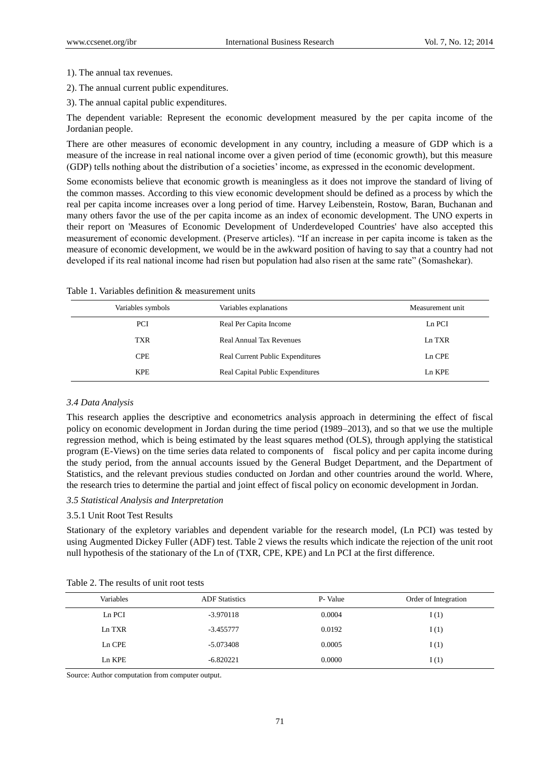1). The annual tax revenues.

2). The annual current public expenditures.

3). The annual capital public expenditures.

The dependent variable: Represent the economic development measured by the per capita income of the Jordanian people.

There are other measures of economic development in any country, including a measure of GDP which is a measure of the increase in real national income over a given period of time (economic growth), but this measure (GDP) tells nothing about the distribution of a societies' income, as expressed in the economic development.

Some economists believe that economic growth is meaningless as it does not improve the standard of living of the common masses. According to this view economic development should be defined as a process by which the real per capita income increases over a long period of time. Harvey Leibenstein, Rostow, Baran, Buchanan and many others favor the use of the per capita income as an index of economic development. The UNO experts in their report on 'Measures of Economic Development of Underdeveloped Countries' have also accepted this measurement of economic development. (Preserve articles). "If an increase in per capita income is taken as the measure of economic development, we would be in the awkward position of having to say that a country had not developed if its real national income had risen but population had also risen at the same rate" (Somashekar).

Table 1. Variables definition & measurement units

| Variables symbols | Variables explanations | Measurement unit |
|---|---|---|
| PCI | Real Per Capita Income | Ln PCI |
| TXR | Real Annual Tax Revenues | Ln TXR |
| CPE | Real Current Public Expenditures | Ln CPE |
| KPE | Real Capital Public Expenditures | Ln KPE |

### *3.4 Data Analysis*

This research applies the descriptive and econometrics analysis approach in determining the effect of fiscal policy on economic development in Jordan during the time period (1989–2013), and so that we use the multiple regression method, which is being estimated by the least squares method (OLS), through applying the statistical program (E-Views) on the time series data related to components of fiscal policy and per capita income during the study period, from the annual accounts issued by the General Budget Department, and the Department of Statistics, and the relevant previous studies conducted on Jordan and other countries around the world. Where, the research tries to determine the partial and joint effect of fiscal policy on economic development in Jordan.

### *3.5 Statistical Analysis and Interpretation*

#### 3.5.1 Unit Root Test Results

Stationary of the expletory variables and dependent variable for the research model, (Ln PCI) was tested by using Augmented Dickey Fuller (ADF) test. Table 2 views the results which indicate the rejection of the unit root null hypothesis of the stationary of the Ln of (TXR, CPE, KPE) and Ln PCI at the first difference.

Table 2. The results of unit root tests

| Variables | ADF Statistics | P- Value | Order of Integration |
|---|---|---|---|
| Ln PCI | -3.970118 | 0.0004 | I (1) |
| Ln TXR | -3.455777 | 0.0192 | I (1) |
| Ln CPE | -5.073408 | 0.0005 | I (1) |
| Ln KPE | -6.820221 | 0.0000 | I (1) |

Source: Author computation from computer output.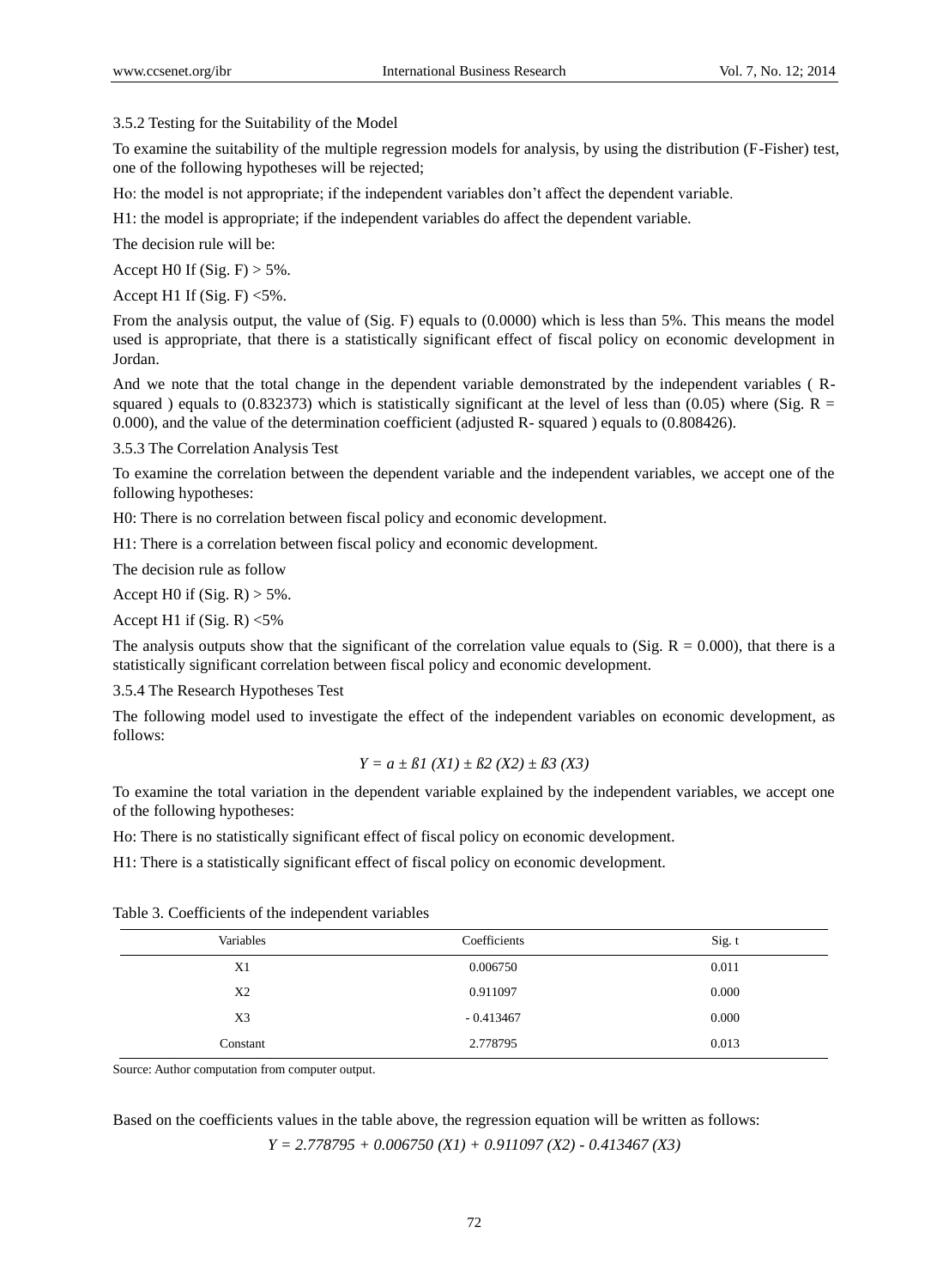### 3.5.2 Testing for the Suitability of the Model

To examine the suitability of the multiple regression models for analysis, by using the distribution (F-Fisher) test, one of the following hypotheses will be rejected;

Ho: the model is not appropriate; if the independent variables don't affect the dependent variable.

H1: the model is appropriate; if the independent variables do affect the dependent variable.

The decision rule will be:

Accept H0 If (Sig. F) > 5%.

Accept H1 If (Sig. F) <5%.

From the analysis output, the value of (Sig. F) equals to (0.0000) which is less than 5%. This means the model used is appropriate, that there is a statistically significant effect of fiscal policy on economic development in Jordan.

And we note that the total change in the dependent variable demonstrated by the independent variables ( R-squared ) equals to (0.832373) which is statistically significant at the level of less than (0.05) where (Sig. R = 0.000), and the value of the determination coefficient (adjusted R- squared ) equals to (0.808426).

### 3.5.3 The Correlation Analysis Test

To examine the correlation between the dependent variable and the independent variables, we accept one of the following hypotheses:

H0: There is no correlation between fiscal policy and economic development.

H1: There is a correlation between fiscal policy and economic development.

The decision rule as follow

Accept H0 if (Sig. R) > 5%.

Accept H1 if (Sig. R) <5%

The analysis outputs show that the significant of the correlation value equals to (Sig. R = 0.000), that there is a statistically significant correlation between fiscal policy and economic development.

### 3.5.4 The Research Hypotheses Test

The following model used to investigate the effect of the independent variables on economic development, as follows:

$$Y = a \pm \beta 1\ (X1) \pm \beta 2\ (X2) \pm \beta 3\ (X3)$$

To examine the total variation in the dependent variable explained by the independent variables, we accept one of the following hypotheses:

Ho: There is no statistically significant effect of fiscal policy on economic development.

H1: There is a statistically significant effect of fiscal policy on economic development.

Table 3. Coefficients of the independent variables

| Variables | Coefficients | Sig. t |
|---|---|---|
| X1 | 0.006750 | 0.011 |
| X2 | 0.911097 | 0.000 |
| X3 | - 0.413467 | 0.000 |
| Constant | 2.778795 | 0.013 |

Source: Author computation from computer output.

Based on the coefficients values in the table above, the regression equation will be written as follows:

$$Y = 2.778795 + 0.006750\ (X1) + 0.911097\ (X2) - 0.413467\ (X3)$$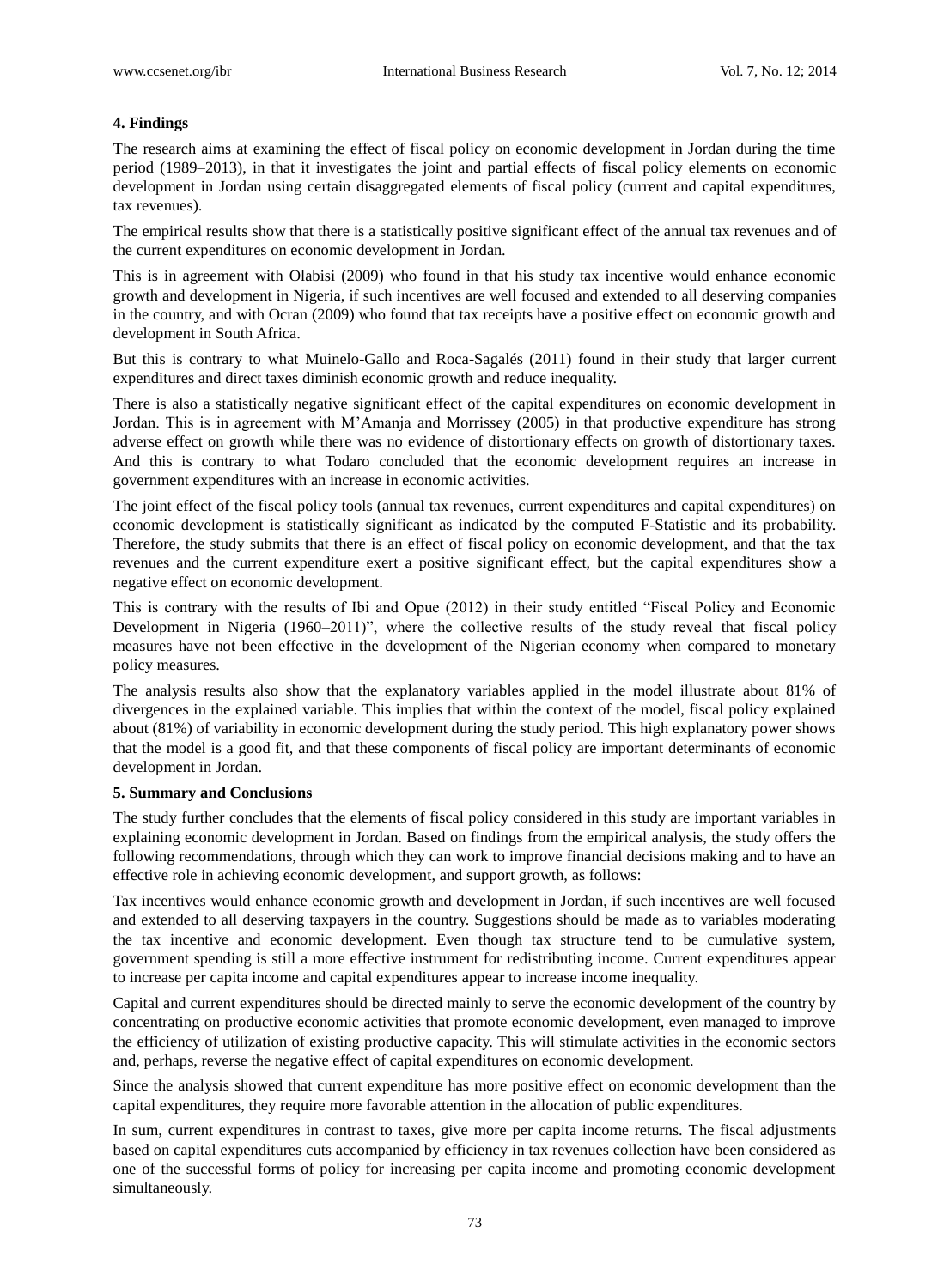## 4. Findings

The research aims at examining the effect of fiscal policy on economic development in Jordan during the time period (1989–2013), in that it investigates the joint and partial effects of fiscal policy elements on economic development in Jordan using certain disaggregated elements of fiscal policy (current and capital expenditures, tax revenues).

The empirical results show that there is a statistically positive significant effect of the annual tax revenues and of the current expenditures on economic development in Jordan.

This is in agreement with Olabisi (2009) who found in that his study tax incentive would enhance economic growth and development in Nigeria, if such incentives are well focused and extended to all deserving companies in the country, and with Ocran (2009) who found that tax receipts have a positive effect on economic growth and development in South Africa.

But this is contrary to what Muinelo-Gallo and Roca-Sagalés (2011) found in their study that larger current expenditures and direct taxes diminish economic growth and reduce inequality.

There is also a statistically negative significant effect of the capital expenditures on economic development in Jordan. This is in agreement with M'Amanja and Morrissey (2005) in that productive expenditure has strong adverse effect on growth while there was no evidence of distortionary effects on growth of distortionary taxes. And this is contrary to what Todaro concluded that the economic development requires an increase in government expenditures with an increase in economic activities.

The joint effect of the fiscal policy tools (annual tax revenues, current expenditures and capital expenditures) on economic development is statistically significant as indicated by the computed F-Statistic and its probability. Therefore, the study submits that there is an effect of fiscal policy on economic development, and that the tax revenues and the current expenditure exert a positive significant effect, but the capital expenditures show a negative effect on economic development.

This is contrary with the results of Ibi and Opue (2012) in their study entitled "Fiscal Policy and Economic Development in Nigeria (1960–2011)", where the collective results of the study reveal that fiscal policy measures have not been effective in the development of the Nigerian economy when compared to monetary policy measures.

The analysis results also show that the explanatory variables applied in the model illustrate about 81% of divergences in the explained variable. This implies that within the context of the model, fiscal policy explained about (81%) of variability in economic development during the study period. This high explanatory power shows that the model is a good fit, and that these components of fiscal policy are important determinants of economic development in Jordan.

## 5. Summary and Conclusions

The study further concludes that the elements of fiscal policy considered in this study are important variables in explaining economic development in Jordan. Based on findings from the empirical analysis, the study offers the following recommendations, through which they can work to improve financial decisions making and to have an effective role in achieving economic development, and support growth, as follows:

Tax incentives would enhance economic growth and development in Jordan, if such incentives are well focused and extended to all deserving taxpayers in the country. Suggestions should be made as to variables moderating the tax incentive and economic development. Even though tax structure tend to be cumulative system, government spending is still a more effective instrument for redistributing income. Current expenditures appear to increase per capita income and capital expenditures appear to increase income inequality.

Capital and current expenditures should be directed mainly to serve the economic development of the country by concentrating on productive economic activities that promote economic development, even managed to improve the efficiency of utilization of existing productive capacity. This will stimulate activities in the economic sectors and, perhaps, reverse the negative effect of capital expenditures on economic development.

Since the analysis showed that current expenditure has more positive effect on economic development than the capital expenditures, they require more favorable attention in the allocation of public expenditures.

In sum, current expenditures in contrast to taxes, give more per capita income returns. The fiscal adjustments based on capital expenditures cuts accompanied by efficiency in tax revenues collection have been considered as one of the successful forms of policy for increasing per capita income and promoting economic development simultaneously.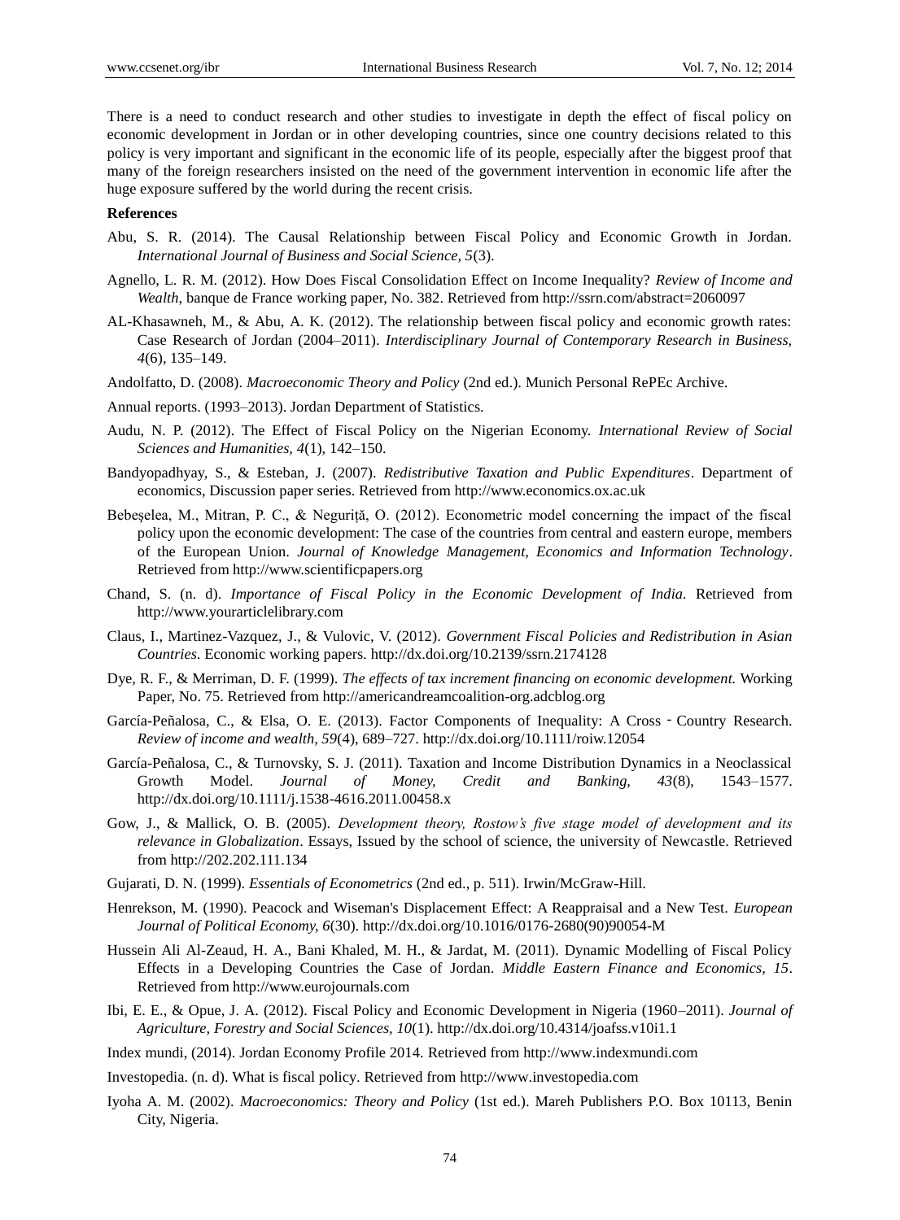There is a need to conduct research and other studies to investigate in depth the effect of fiscal policy on economic development in Jordan or in other developing countries, since one country decisions related to this policy is very important and significant in the economic life of its people, especially after the biggest proof that many of the foreign researchers insisted on the need of the government intervention in economic life after the huge exposure suffered by the world during the recent crisis.

**References**

Abu, S. R. (2014). The Causal Relationship between Fiscal Policy and Economic Growth in Jordan. *International Journal of Business and Social Science, 5*(3).

Agnello, L. R. M. (2012). How Does Fiscal Consolidation Effect on Income Inequality? *Review of Income and Wealth,* banque de France working paper, No. 382. Retrieved from http://ssrn.com/abstract=2060097

AL-Khasawneh, M., & Abu, A. K. (2012). The relationship between fiscal policy and economic growth rates: Case Research of Jordan (2004–2011). *Interdisciplinary Journal of Contemporary Research in Business, 4*(6), 135–149.

Andolfatto, D. (2008). *Macroeconomic Theory and Policy* (2nd ed.). Munich Personal RePEc Archive.

Annual reports. (1993–2013). Jordan Department of Statistics.

Audu, N. P. (2012). The Effect of Fiscal Policy on the Nigerian Economy. *International Review of Social Sciences and Humanities, 4*(1), 142–150.

Bandyopadhyay, S., & Esteban, J. (2007). *Redistributive Taxation and Public Expenditures*. Department of economics, Discussion paper series. Retrieved from http://www.economics.ox.ac.uk

Bebeşelea, M., Mitran, P. C., & Neguriță, O. (2012). Econometric model concerning the impact of the fiscal policy upon the economic development: The case of the countries from central and eastern europe, members of the European Union. *Journal of Knowledge Management, Economics and Information Technology*. Retrieved from http://www.scientificpapers.org

Chand, S. (n. d). *Importance of Fiscal Policy in the Economic Development of India.* Retrieved from http://www.yourarticlelibrary.com

Claus, I., Martinez-Vazquez, J., & Vulovic, V. (2012). *Government Fiscal Policies and Redistribution in Asian Countries*. Economic working papers. http://dx.doi.org/10.2139/ssrn.2174128

Dye, R. F., & Merriman, D. F. (1999). *The effects of tax increment financing on economic development.* Working Paper, No. 75. Retrieved from http://americandreamcoalition-org.adcblog.org

García-Peñalosa, C., & Elsa, O. E. (2013). Factor Components of Inequality: A Cross‐Country Research. *Review of income and wealth, 59*(4), 689–727. http://dx.doi.org/10.1111/roiw.12054

García-Peñalosa, C., & Turnovsky, S. J. (2011). Taxation and Income Distribution Dynamics in a Neoclassical Growth Model. *Journal of Money, Credit and Banking, 43*(8), 1543–1577. http://dx.doi.org/10.1111/j.1538-4616.2011.00458.x

Gow, J., & Mallick, O. B. (2005). *Development theory, Rostow's five stage model of development and its relevance in Globalization*. Essays, Issued by the school of science, the university of Newcastle. Retrieved from http://202.202.111.134

Gujarati, D. N. (1999). *Essentials of Econometrics* (2nd ed., p. 511). Irwin/McGraw-Hill.

Henrekson, M. (1990). Peacock and Wiseman's Displacement Effect: A Reappraisal and a New Test. *European Journal of Political Economy, 6*(30). http://dx.doi.org/10.1016/0176-2680(90)90054-M

Hussein Ali Al-Zeaud, H. A., Bani Khaled, M. H., & Jardat, M. (2011). Dynamic Modelling of Fiscal Policy Effects in a Developing Countries the Case of Jordan. *Middle Eastern Finance and Economics, 15*. Retrieved from http://www.eurojournals.com

Ibi, E. E., & Opue, J. A. (2012). Fiscal Policy and Economic Development in Nigeria (1960–2011). *Journal of Agriculture, Forestry and Social Sciences, 10*(1). http://dx.doi.org/10.4314/joafss.v10i1.1

Index mundi, (2014). Jordan Economy Profile 2014. Retrieved from http://www.indexmundi.com

Investopedia. (n. d). What is fiscal policy. Retrieved from http://www.investopedia.com

Iyoha A. M. (2002). *Macroeconomics: Theory and Policy* (1st ed.). Mareh Publishers P.O. Box 10113, Benin City, Nigeria.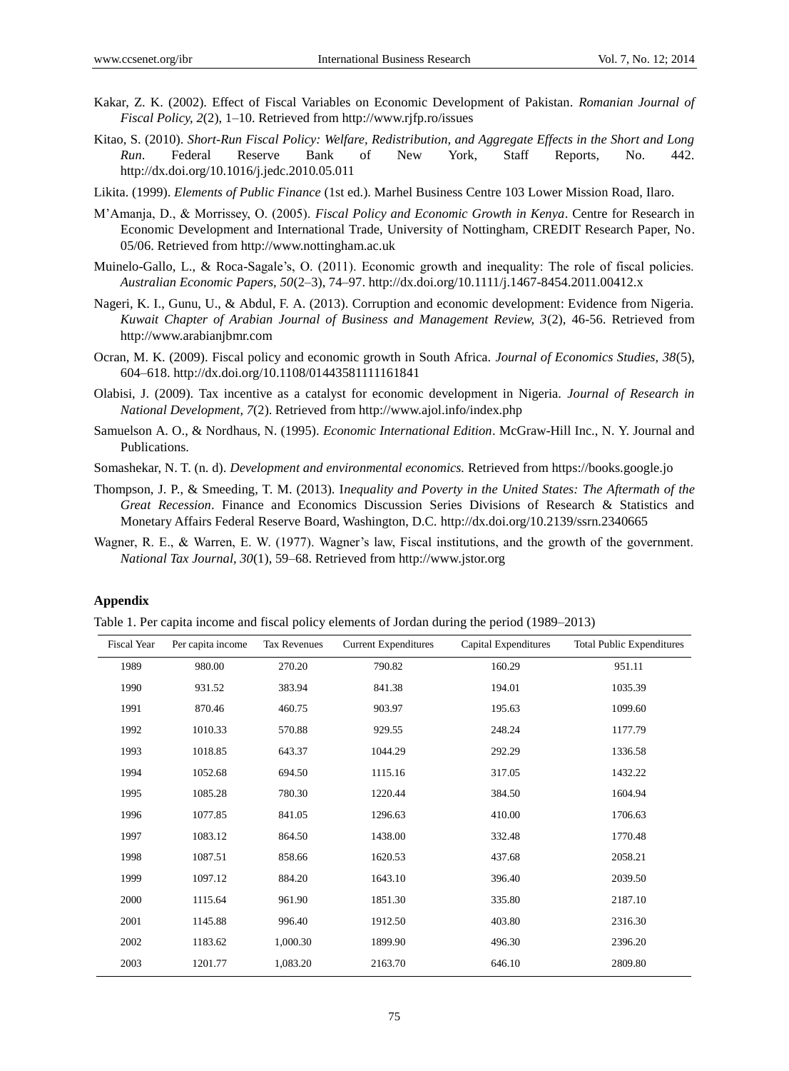Kakar, Z. K. (2002). Effect of Fiscal Variables on Economic Development of Pakistan. *Romanian Journal of Fiscal Policy, 2*(2), 1–10. Retrieved from http://www.rjfp.ro/issues

Kitao, S. (2010). *Short-Run Fiscal Policy: Welfare, Redistribution, and Aggregate Effects in the Short and Long Run*. Federal Reserve Bank of New York, Staff Reports, No. 442. http://dx.doi.org/10.1016/j.jedc.2010.05.011

Likita. (1999). *Elements of Public Finance* (1st ed.). Marhel Business Centre 103 Lower Mission Road, Ilaro.

M'Amanja, D., & Morrissey, O. (2005). *Fiscal Policy and Economic Growth in Kenya*. Centre for Research in Economic Development and International Trade, University of Nottingham, CREDIT Research Paper, No. 05/06. Retrieved from http://www.nottingham.ac.uk

Muinelo-Gallo, L., & Roca-Sagale's, O. (2011). Economic growth and inequality: The role of fiscal policies. *Australian Economic Papers, 50*(2–3), 74–97. http://dx.doi.org/10.1111/j.1467-8454.2011.00412.x

Nageri, K. I., Gunu, U., & Abdul, F. A. (2013). Corruption and economic development: Evidence from Nigeria. *Kuwait Chapter of Arabian Journal of Business and Management Review, 3*(2), 46-56. Retrieved from http://www.arabianjbmr.com

Ocran, M. K. (2009). Fiscal policy and economic growth in South Africa. *Journal of Economics Studies, 38*(5), 604–618. http://dx.doi.org/10.1108/01443581111161841

Olabisi, J. (2009). Tax incentive as a catalyst for economic development in Nigeria. *Journal of Research in National Development, 7*(2). Retrieved from http://www.ajol.info/index.php

Samuelson A. O., & Nordhaus, N. (1995). *Economic International Edition*. McGraw-Hill Inc., N. Y. Journal and Publications.

Somashekar, N. T. (n. d). *Development and environmental economics.* Retrieved from https://books.google.jo

Thompson, J. P., & Smeeding, T. M. (2013). I*nequality and Poverty in the United States: The Aftermath of the Great Recession*. Finance and Economics Discussion Series Divisions of Research & Statistics and Monetary Affairs Federal Reserve Board, Washington, D.C. http://dx.doi.org/10.2139/ssrn.2340665

Wagner, R. E., & Warren, E. W. (1977). Wagner's law, Fiscal institutions, and the growth of the government. *National Tax Journal, 30*(1), 59–68. Retrieved from http://www.jstor.org

### Appendix

Table 1. Per capita income and fiscal policy elements of Jordan during the period (1989–2013)

| Fiscal Year | Per capita income | Tax Revenues | Current Expenditures | Capital Expenditures | Total Public Expenditures |
|---|---|---|---|---|---|
| 1989 | 980.00 | 270.20 | 790.82 | 160.29 | 951.11 |
| 1990 | 931.52 | 383.94 | 841.38 | 194.01 | 1035.39 |
| 1991 | 870.46 | 460.75 | 903.97 | 195.63 | 1099.60 |
| 1992 | 1010.33 | 570.88 | 929.55 | 248.24 | 1177.79 |
| 1993 | 1018.85 | 643.37 | 1044.29 | 292.29 | 1336.58 |
| 1994 | 1052.68 | 694.50 | 1115.16 | 317.05 | 1432.22 |
| 1995 | 1085.28 | 780.30 | 1220.44 | 384.50 | 1604.94 |
| 1996 | 1077.85 | 841.05 | 1296.63 | 410.00 | 1706.63 |
| 1997 | 1083.12 | 864.50 | 1438.00 | 332.48 | 1770.48 |
| 1998 | 1087.51 | 858.66 | 1620.53 | 437.68 | 2058.21 |
| 1999 | 1097.12 | 884.20 | 1643.10 | 396.40 | 2039.50 |
| 2000 | 1115.64 | 961.90 | 1851.30 | 335.80 | 2187.10 |
| 2001 | 1145.88 | 996.40 | 1912.50 | 403.80 | 2316.30 |
| 2002 | 1183.62 | 1,000.30 | 1899.90 | 496.30 | 2396.20 |
| 2003 | 1201.77 | 1,083.20 | 2163.70 | 646.10 | 2809.80 |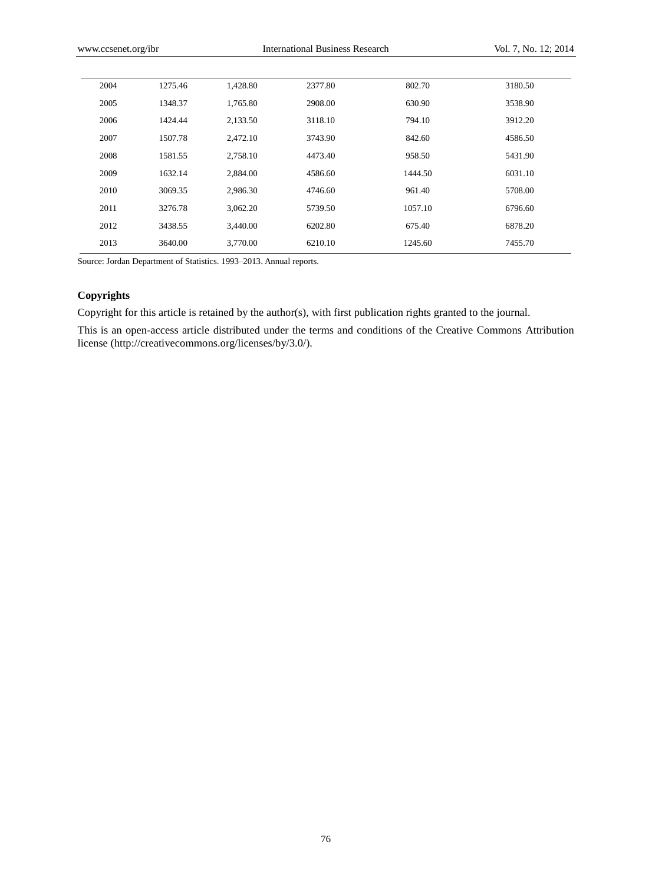| | | | | | |
|---|---|---|---|---|---|
| 2004 | 1275.46 | 1,428.80 | 2377.80 | 802.70 | 3180.50 |
| 2005 | 1348.37 | 1,765.80 | 2908.00 | 630.90 | 3538.90 |
| 2006 | 1424.44 | 2,133.50 | 3118.10 | 794.10 | 3912.20 |
| 2007 | 1507.78 | 2,472.10 | 3743.90 | 842.60 | 4586.50 |
| 2008 | 1581.55 | 2,758.10 | 4473.40 | 958.50 | 5431.90 |
| 2009 | 1632.14 | 2,884.00 | 4586.60 | 1444.50 | 6031.10 |
| 2010 | 3069.35 | 2,986.30 | 4746.60 | 961.40 | 5708.00 |
| 2011 | 3276.78 | 3,062.20 | 5739.50 | 1057.10 | 6796.60 |
| 2012 | 3438.55 | 3,440.00 | 6202.80 | 675.40 | 6878.20 |
| 2013 | 3640.00 | 3,770.00 | 6210.10 | 1245.60 | 7455.70 |

Source: Jordan Department of Statistics. 1993–2013. Annual reports.

### Copyrights

Copyright for this article is retained by the author(s), with first publication rights granted to the journal.

This is an open-access article distributed under the terms and conditions of the Creative Commons Attribution license (http://creativecommons.org/licenses/by/3.0/).